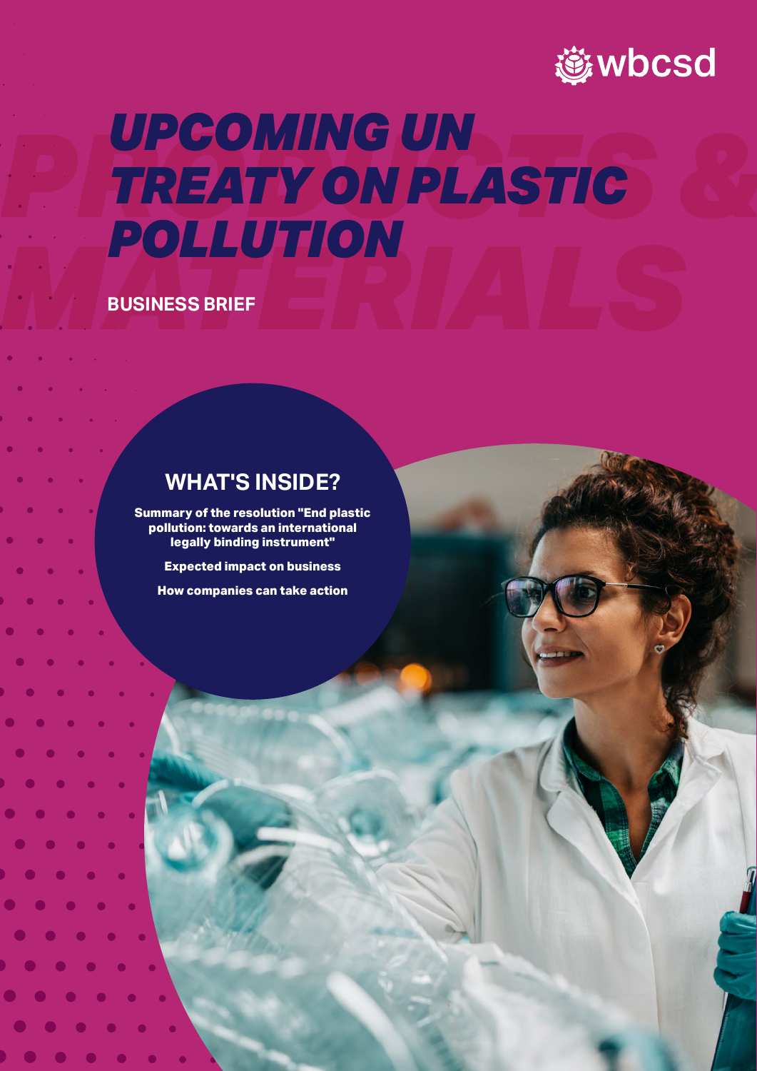wbcsd

# UPCOMING UN TREATY ON PLASTIC POLLUTION

**BUSINESS BRIEF**

## WHAT'S INSIDE?

**Summary of the resolution "End plastic pollution: towards an international legally binding instrument"**

**Expected impact on business**

**How companies can take action**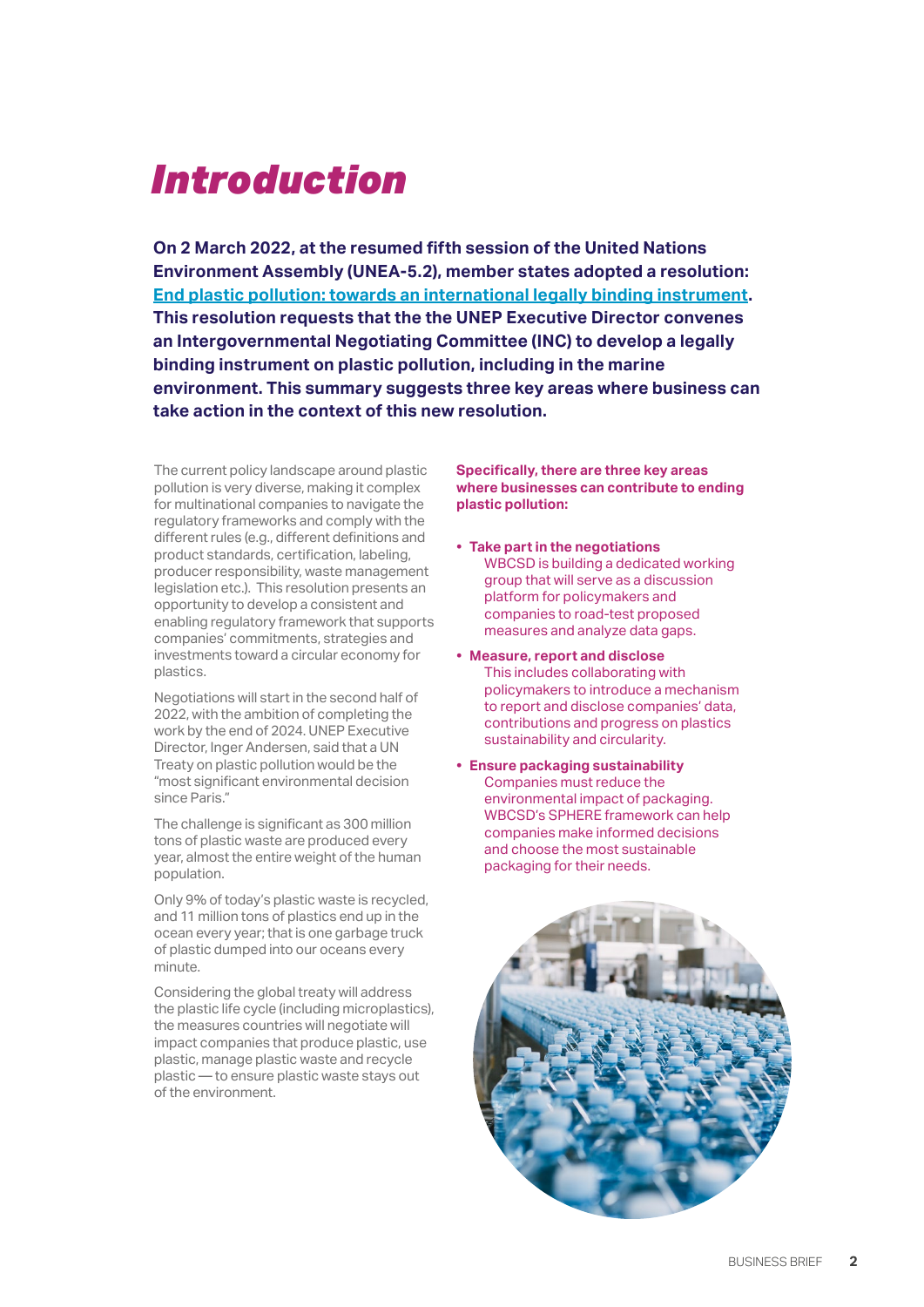# Introduction

**On 2 March 2022, at the resumed fifth session of the United Nations Environment Assembly (UNEA-5.2), member states adopted a resolution: End plastic pollution: towards an international legally binding instrument. This resolution requests that the the UNEP Executive Director convenes an Intergovernmental Negotiating Committee (INC) to develop a legally binding instrument on plastic pollution, including in the marine environment. This summary suggests three key areas where business can take action in the context of this new resolution.**

The current policy landscape around plastic pollution is very diverse, making it complex for multinational companies to navigate the regulatory frameworks and comply with the different rules (e.g., different definitions and product standards, certification, labeling, producer responsibility, waste management legislation etc.). This resolution presents an opportunity to develop a consistent and enabling regulatory framework that supports companies' commitments, strategies and investments toward a circular economy for plastics.

Negotiations will start in the second half of 2022, with the ambition of completing the work by the end of 2024. UNEP Executive Director, Inger Andersen, said that a UN Treaty on plastic pollution would be the "most significant environmental decision since Paris."

The challenge is significant as 300 million tons of plastic waste are produced every year, almost the entire weight of the human population.

Only 9% of today's plastic waste is recycled, and 11 million tons of plastics end up in the ocean every year; that is one garbage truck of plastic dumped into our oceans every minute.

Considering the global treaty will address the plastic life cycle (including microplastics), the measures countries will negotiate will impact companies that produce plastic, use plastic, manage plastic waste and recycle plastic — to ensure plastic waste stays out of the environment.

**Specifically, there are three key areas where businesses can contribute to ending plastic pollution:**

- **Take part in the negotiations**
  WBCSD is building a dedicated working group that will serve as a discussion platform for policymakers and companies to road-test proposed measures and analyze data gaps.
- **Measure, report and disclose**
  This includes collaborating with policymakers to introduce a mechanism to report and disclose companies' data, contributions and progress on plastics sustainability and circularity.
- **Ensure packaging sustainability**
  Companies must reduce the environmental impact of packaging. WBCSD's SPHERE framework can help companies make informed decisions and choose the most sustainable packaging for their needs.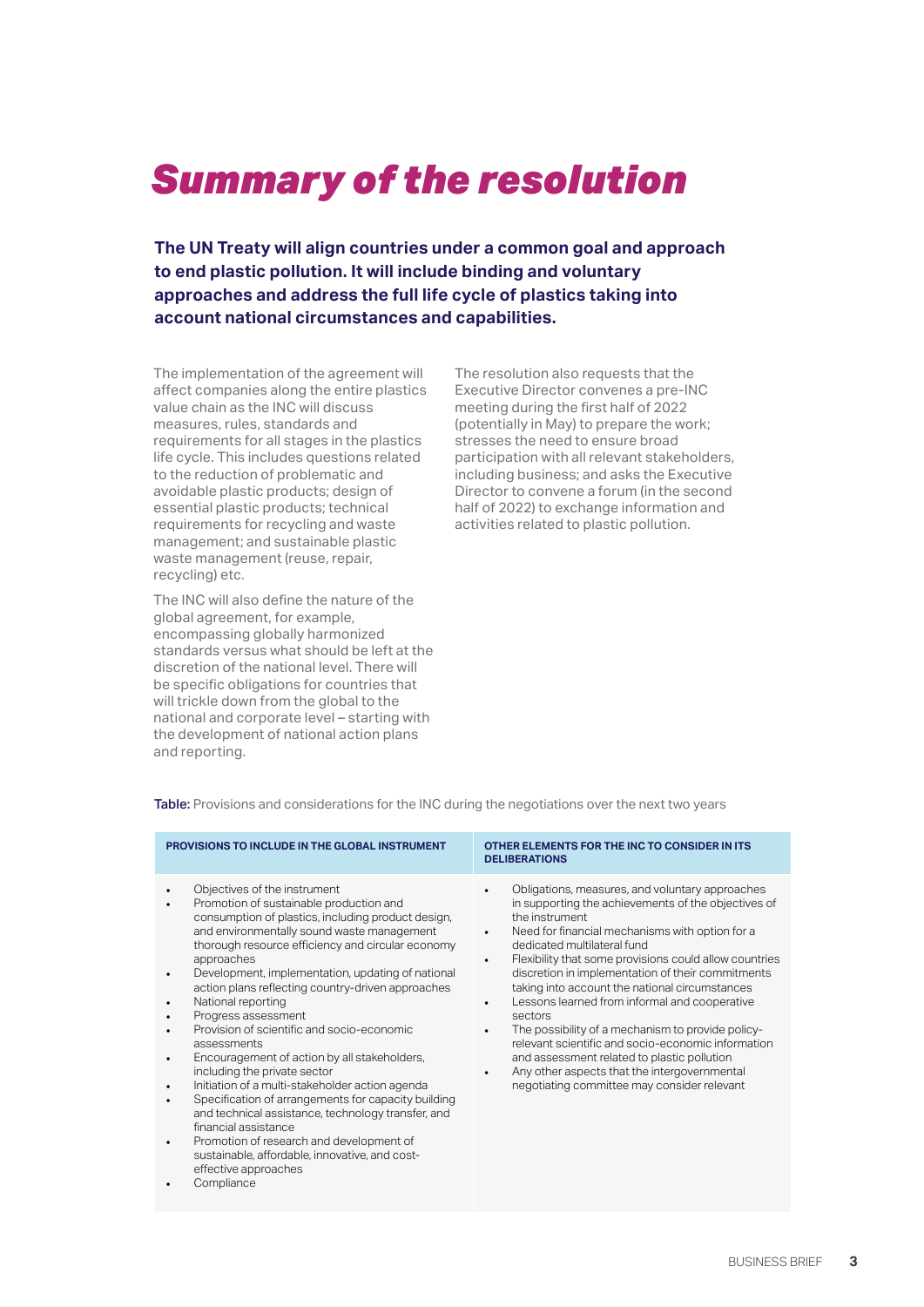# Summary of the resolution

**The UN Treaty will align countries under a common goal and approach to end plastic pollution. It will include binding and voluntary approaches and address the full life cycle of plastics taking into account national circumstances and capabilities.**

The implementation of the agreement will affect companies along the entire plastics value chain as the INC will discuss measures, rules, standards and requirements for all stages in the plastics life cycle. This includes questions related to the reduction of problematic and avoidable plastic products; design of essential plastic products; technical requirements for recycling and waste management; and sustainable plastic waste management (reuse, repair, recycling) etc.

The INC will also define the nature of the global agreement, for example, encompassing globally harmonized standards versus what should be left at the discretion of the national level. There will be specific obligations for countries that will trickle down from the global to the national and corporate level – starting with the development of national action plans and reporting.

The resolution also requests that the Executive Director convenes a pre-INC meeting during the first half of 2022 (potentially in May) to prepare the work; stresses the need to ensure broad participation with all relevant stakeholders, including business; and asks the Executive Director to convene a forum (in the second half of 2022) to exchange information and activities related to plastic pollution.

**Table:** Provisions and considerations for the INC during the negotiations over the next two years

| PROVISIONS TO INCLUDE IN THE GLOBAL INSTRUMENT | OTHER ELEMENTS FOR THE INC TO CONSIDER IN ITS DELIBERATIONS |
|---|---|
| • Objectives of the instrument<br>• Promotion of sustainable production and consumption of plastics, including product design, and environmentally sound waste management thorough resource efficiency and circular economy approaches<br>• Development, implementation, updating of national action plans reflecting country-driven approaches<br>• National reporting<br>• Progress assessment<br>• Provision of scientific and socio-economic assessments<br>• Encouragement of action by all stakeholders, including the private sector<br>• Initiation of a multi-stakeholder action agenda<br>• Specification of arrangements for capacity building and technical assistance, technology transfer, and financial assistance<br>• Promotion of research and development of sustainable, affordable, innovative, and cost-effective approaches<br>• Compliance | • Obligations, measures, and voluntary approaches in supporting the achievements of the objectives of the instrument<br>• Need for financial mechanisms with option for a dedicated multilateral fund<br>• Flexibility that some provisions could allow countries discretion in implementation of their commitments taking into account the national circumstances<br>• Lessons learned from informal and cooperative sectors<br>• The possibility of a mechanism to provide policy-relevant scientific and socio-economic information and assessment related to plastic pollution<br>• Any other aspects that the intergovernmental negotiating committee may consider relevant |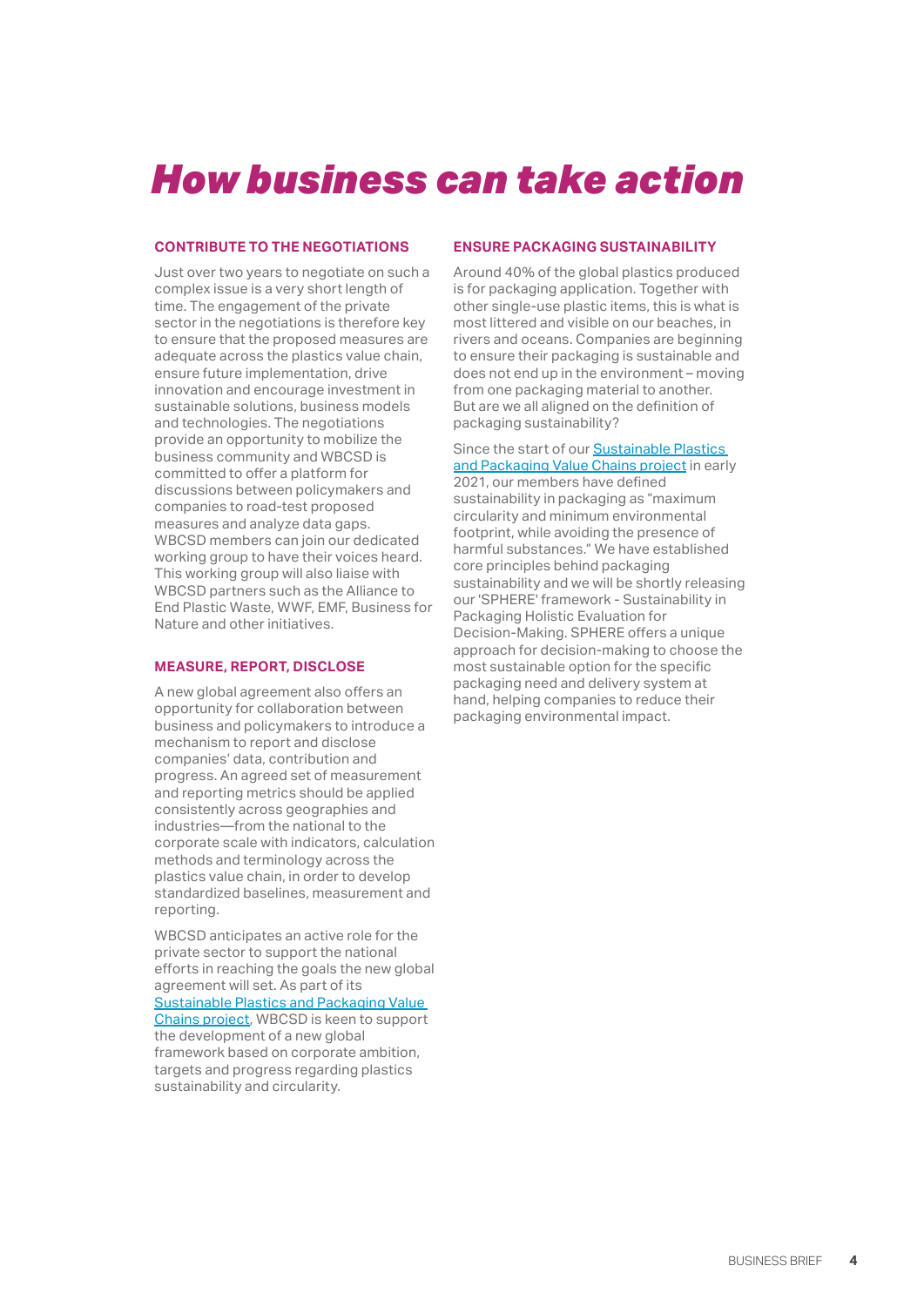# How business can take action

## CONTRIBUTE TO THE NEGOTIATIONS

Just over two years to negotiate on such a complex issue is a very short length of time. The engagement of the private sector in the negotiations is therefore key to ensure that the proposed measures are adequate across the plastics value chain, ensure future implementation, drive innovation and encourage investment in sustainable solutions, business models and technologies. The negotiations provide an opportunity to mobilize the business community and WBCSD is committed to offer a platform for discussions between policymakers and companies to road-test proposed measures and analyze data gaps. WBCSD members can join our dedicated working group to have their voices heard. This working group will also liaise with WBCSD partners such as the Alliance to End Plastic Waste, WWF, EMF, Business for Nature and other initiatives.

## MEASURE, REPORT, DISCLOSE

A new global agreement also offers an opportunity for collaboration between business and policymakers to introduce a mechanism to report and disclose companies' data, contribution and progress. An agreed set of measurement and reporting metrics should be applied consistently across geographies and industries—from the national to the corporate scale with indicators, calculation methods and terminology across the plastics value chain, in order to develop standardized baselines, measurement and reporting.

WBCSD anticipates an active role for the private sector to support the national efforts in reaching the goals the new global agreement will set. As part of its Sustainable Plastics and Packaging Value Chains project, WBCSD is keen to support the development of a new global framework based on corporate ambition, targets and progress regarding plastics sustainability and circularity.

## ENSURE PACKAGING SUSTAINABILITY

Around 40% of the global plastics produced is for packaging application. Together with other single-use plastic items, this is what is most littered and visible on our beaches, in rivers and oceans. Companies are beginning to ensure their packaging is sustainable and does not end up in the environment – moving from one packaging material to another. But are we all aligned on the definition of packaging sustainability?

Since the start of our Sustainable Plastics and Packaging Value Chains project in early 2021, our members have defined sustainability in packaging as "maximum circularity and minimum environmental footprint, while avoiding the presence of harmful substances." We have established core principles behind packaging sustainability and we will be shortly releasing our 'SPHERE' framework - Sustainability in Packaging Holistic Evaluation for Decision-Making. SPHERE offers a unique approach for decision-making to choose the most sustainable option for the specific packaging need and delivery system at hand, helping companies to reduce their packaging environmental impact.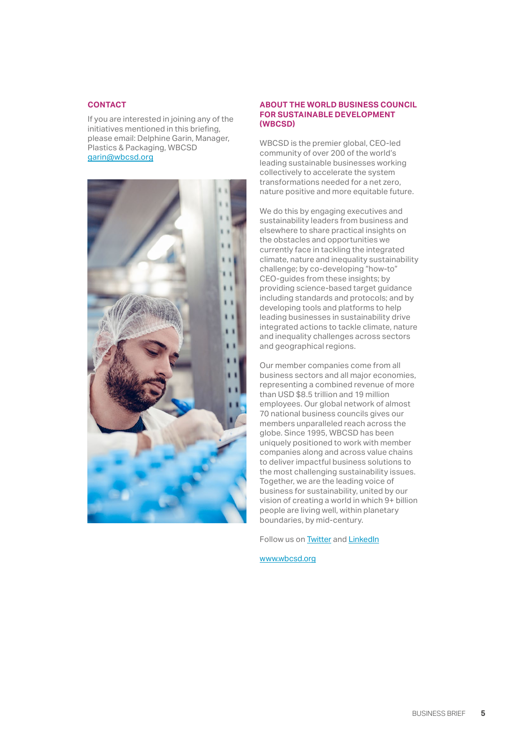## CONTACT

If you are interested in joining any of the initiatives mentioned in this briefing, please email: Delphine Garin, Manager, Plastics & Packaging, WBCSD
garin@wbcsd.org

## ABOUT THE WORLD BUSINESS COUNCIL FOR SUSTAINABLE DEVELOPMENT (WBCSD)

WBCSD is the premier global, CEO-led community of over 200 of the world's leading sustainable businesses working collectively to accelerate the system transformations needed for a net zero, nature positive and more equitable future.

We do this by engaging executives and sustainability leaders from business and elsewhere to share practical insights on the obstacles and opportunities we currently face in tackling the integrated climate, nature and inequality sustainability challenge; by co-developing "how-to" CEO-guides from these insights; by providing science-based target guidance including standards and protocols; and by developing tools and platforms to help leading businesses in sustainability drive integrated actions to tackle climate, nature and inequality challenges across sectors and geographical regions.

Our member companies come from all business sectors and all major economies, representing a combined revenue of more than USD $8.5 trillion and 19 million employees. Our global network of almost 70 national business councils gives our members unparalleled reach across the globe. Since 1995, WBCSD has been uniquely positioned to work with member companies along and across value chains to deliver impactful business solutions to the most challenging sustainability issues. Together, we are the leading voice of business for sustainability, united by our vision of creating a world in which 9+ billion people are living well, within planetary boundaries, by mid-century.

Follow us on Twitter and LinkedIn

www.wbcsd.org